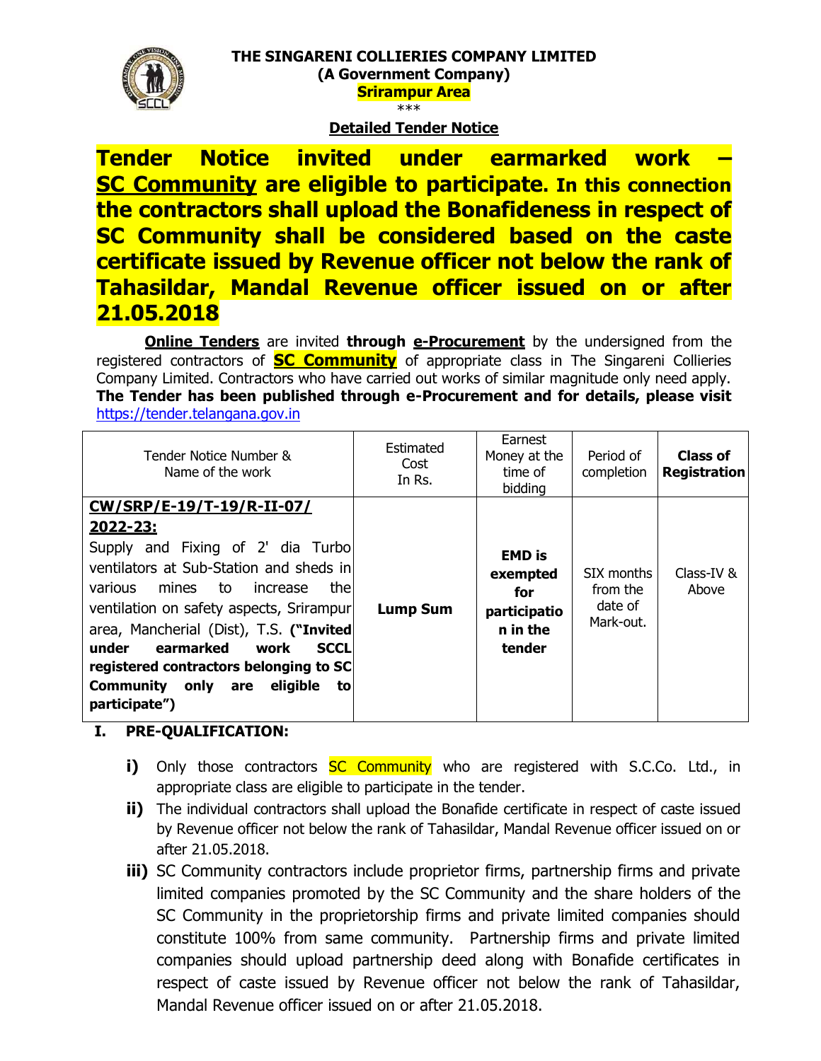**THE SINGARENI COLLIERIES COMPANY LIMITED**
**(A Government Company)**
**Srirampur Area**

\*\*\*

**Detailed Tender Notice**

# Tender Notice invited under earmarked work – SC Community are eligible to participate. In this connection the contractors shall upload the Bonafideness in respect of SC Community shall be considered based on the caste certificate issued by Revenue officer not below the rank of Tahasildar, Mandal Revenue officer issued on or after 21.05.2018

**Online Tenders** are invited **through e-Procurement** by the undersigned from the registered contractors of **SC Community** of appropriate class in The Singareni Collieries Company Limited. Contractors who have carried out works of similar magnitude only need apply. **The Tender has been published through e-Procurement and for details, please visit** https://tender.telangana.gov.in

| Tender Notice Number & Name of the work | Estimated Cost In Rs. | Earnest Money at the time of bidding | Period of completion | **Class of Registration** |
|---|---|---|---|---|
| **CW/SRP/E-19/T-19/R-II-07/ 2022-23:** Supply and Fixing of 2' dia Turbo ventilators at Sub-Station and sheds in various mines to increase the ventilation on safety aspects, Srirampur area, Mancherial (Dist), T.S. **("Invited under earmarked work SCCL registered contractors belonging to SC Community only are eligible to participate")** | **Lump Sum** | **EMD is exempted for participation in the tender** | SIX months from the date of Mark-out. | Class-IV & Above |

## I. PRE-QUALIFICATION:

**i)** Only those contractors SC Community who are registered with S.C.Co. Ltd., in appropriate class are eligible to participate in the tender.

**ii)** The individual contractors shall upload the Bonafide certificate in respect of caste issued by Revenue officer not below the rank of Tahasildar, Mandal Revenue officer issued on or after 21.05.2018.

**iii)** SC Community contractors include proprietor firms, partnership firms and private limited companies promoted by the SC Community and the share holders of the SC Community in the proprietorship firms and private limited companies should constitute 100% from same community. Partnership firms and private limited companies should upload partnership deed along with Bonafide certificates in respect of caste issued by Revenue officer not below the rank of Tahasildar, Mandal Revenue officer issued on or after 21.05.2018.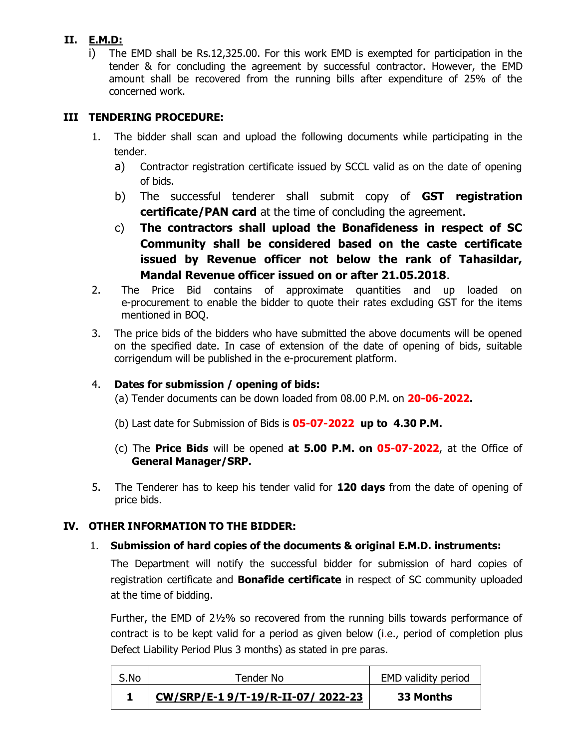## II. E.M.D:

i) The EMD shall be Rs.12,325.00. For this work EMD is exempted for participation in the tender & for concluding the agreement by successful contractor. However, the EMD amount shall be recovered from the running bills after expenditure of 25% of the concerned work.

## III TENDERING PROCEDURE:

1. The bidder shall scan and upload the following documents while participating in the tender.
   a) Contractor registration certificate issued by SCCL valid as on the date of opening of bids.
   b) The successful tenderer shall submit copy of **GST registration certificate/PAN card** at the time of concluding the agreement.
   c) **The contractors shall upload the Bonafideness in respect of SC Community shall be considered based on the caste certificate issued by Revenue officer not below the rank of Tahasildar, Mandal Revenue officer issued on or after 21.05.2018**.
2. The Price Bid contains of approximate quantities and up loaded on e-procurement to enable the bidder to quote their rates excluding GST for the items mentioned in BOQ.
3. The price bids of the bidders who have submitted the above documents will be opened on the specified date. In case of extension of the date of opening of bids, suitable corrigendum will be published in the e-procurement platform.
4. **Dates for submission / opening of bids:**
   (a) Tender documents can be down loaded from 08.00 P.M. on **20-06-2022.**
   (b) Last date for Submission of Bids is **05-07-2022 up to 4.30 P.M.**
   (c) The **Price Bids** will be opened **at 5.00 P.M. on 05-07-2022**, at the Office of **General Manager/SRP.**
5. The Tenderer has to keep his tender valid for **120 days** from the date of opening of price bids.

## IV. OTHER INFORMATION TO THE BIDDER:

1. **Submission of hard copies of the documents & original E.M.D. instruments:**

   The Department will notify the successful bidder for submission of hard copies of registration certificate and **Bonafide certificate** in respect of SC community uploaded at the time of bidding.

   Further, the EMD of 2½% so recovered from the running bills towards performance of contract is to be kept valid for a period as given below (i.e., period of completion plus Defect Liability Period Plus 3 months) as stated in pre paras.

| S.No | Tender No | EMD validity period |
|---|---|---|
| **1** | **CW/SRP/E-1 9/T-19/R-II-07/ 2022-23** | **33 Months** |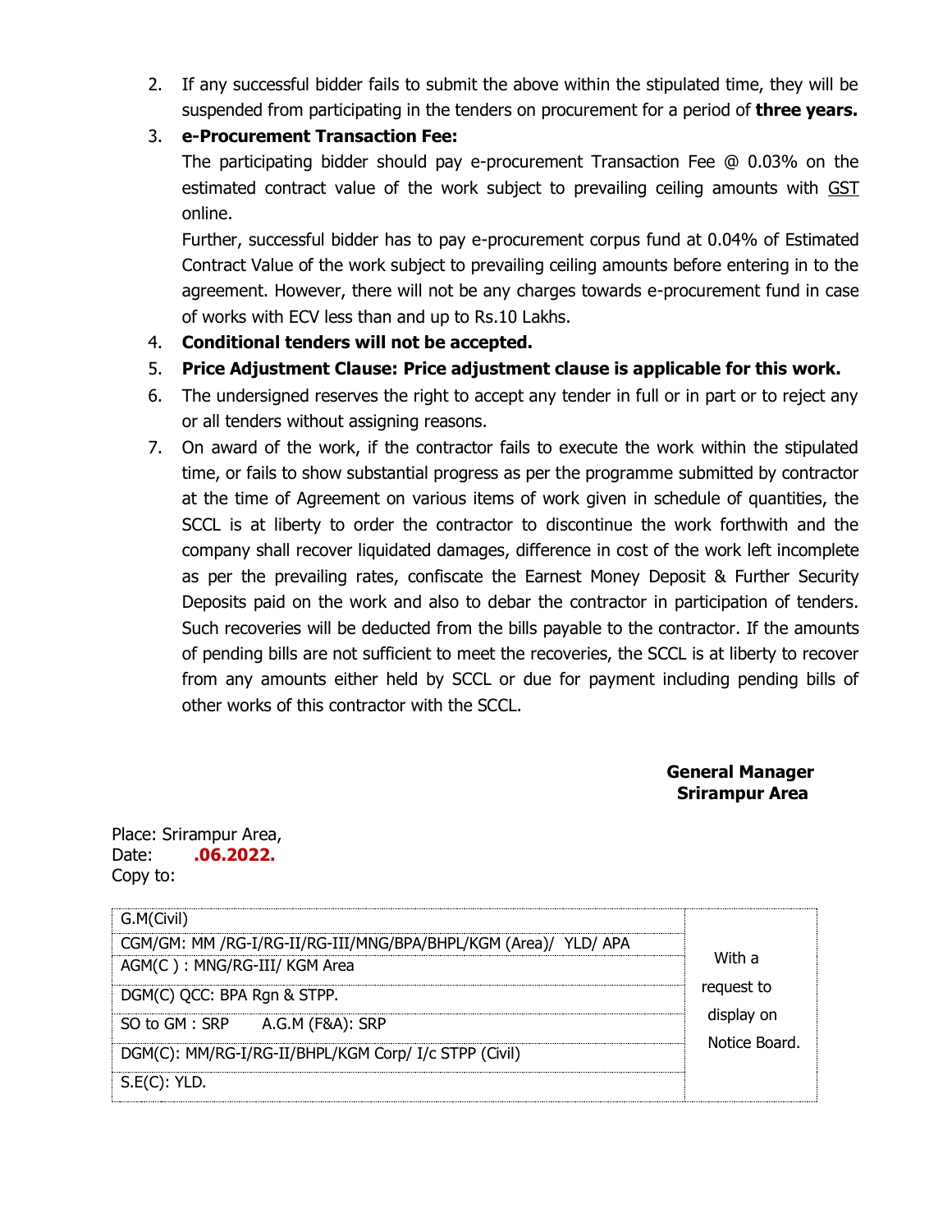2. If any successful bidder fails to submit the above within the stipulated time, they will be suspended from participating in the tenders on procurement for a period of **three years.**
3. **e-Procurement Transaction Fee:**

   The participating bidder should pay e-procurement Transaction Fee @ 0.03% on the estimated contract value of the work subject to prevailing ceiling amounts with GST online.

   Further, successful bidder has to pay e-procurement corpus fund at 0.04% of Estimated Contract Value of the work subject to prevailing ceiling amounts before entering in to the agreement. However, there will not be any charges towards e-procurement fund in case of works with ECV less than and up to Rs.10 Lakhs.
4. **Conditional tenders will not be accepted.**
5. **Price Adjustment Clause: Price adjustment clause is applicable for this work.**
6. The undersigned reserves the right to accept any tender in full or in part or to reject any or all tenders without assigning reasons.
7. On award of the work, if the contractor fails to execute the work within the stipulated time, or fails to show substantial progress as per the programme submitted by contractor at the time of Agreement on various items of work given in schedule of quantities, the SCCL is at liberty to order the contractor to discontinue the work forthwith and the company shall recover liquidated damages, difference in cost of the work left incomplete as per the prevailing rates, confiscate the Earnest Money Deposit & Further Security Deposits paid on the work and also to debar the contractor in participation of tenders. Such recoveries will be deducted from the bills payable to the contractor. If the amounts of pending bills are not sufficient to meet the recoveries, the SCCL is at liberty to recover from any amounts either held by SCCL or due for payment including pending bills of other works of this contractor with the SCCL.

**General Manager**
**Srirampur Area**

Place: Srirampur Area,
Date: **.06.2022.**
Copy to:

| | |
|---|---|
| G.M(Civil) | With a request to display on Notice Board. |
| CGM/GM: MM /RG-I/RG-II/RG-III/MNG/BPA/BHPL/KGM (Area)/ YLD/ APA | |
| AGM(C ) : MNG/RG-III/ KGM Area | |
| DGM(C) QCC: BPA Rgn & STPP. | |
| SO to GM : SRP A.G.M (F&A): SRP | |
| DGM(C): MM/RG-I/RG-II/BHPL/KGM Corp/ I/c STPP (Civil) | |
| S.E(C): YLD. | |